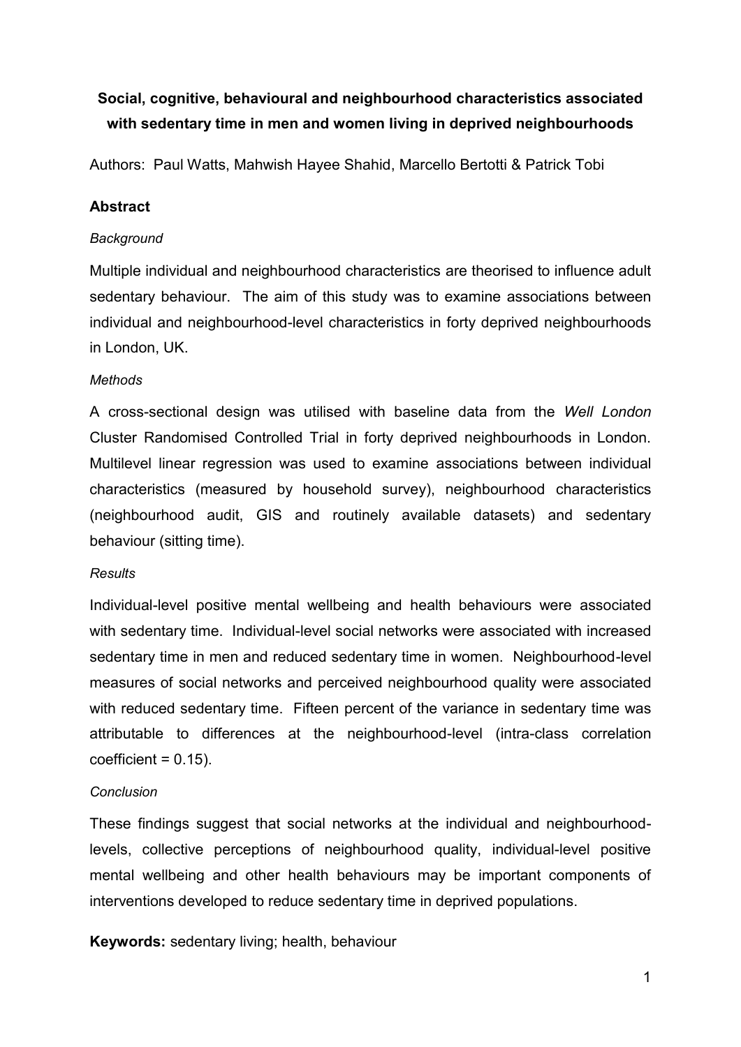# Social, cognitive, behavioural and neighbourhood characteristics associated with sedentary time in men and women living in deprived neighbourhoods

Authors: Paul Watts, Mahwish Hayee Shahid, Marcello Bertotti & Patrick Tobi

## Abstract

*Background*

Multiple individual and neighbourhood characteristics are theorised to influence adult sedentary behaviour. The aim of this study was to examine associations between individual and neighbourhood-level characteristics in forty deprived neighbourhoods in London, UK.

*Methods*

A cross-sectional design was utilised with baseline data from the *Well London* Cluster Randomised Controlled Trial in forty deprived neighbourhoods in London. Multilevel linear regression was used to examine associations between individual characteristics (measured by household survey), neighbourhood characteristics (neighbourhood audit, GIS and routinely available datasets) and sedentary behaviour (sitting time).

*Results*

Individual-level positive mental wellbeing and health behaviours were associated with sedentary time. Individual-level social networks were associated with increased sedentary time in men and reduced sedentary time in women. Neighbourhood-level measures of social networks and perceived neighbourhood quality were associated with reduced sedentary time. Fifteen percent of the variance in sedentary time was attributable to differences at the neighbourhood-level (intra-class correlation coefficient = 0.15).

*Conclusion*

These findings suggest that social networks at the individual and neighbourhood-levels, collective perceptions of neighbourhood quality, individual-level positive mental wellbeing and other health behaviours may be important components of interventions developed to reduce sedentary time in deprived populations.

**Keywords:** sedentary living; health, behaviour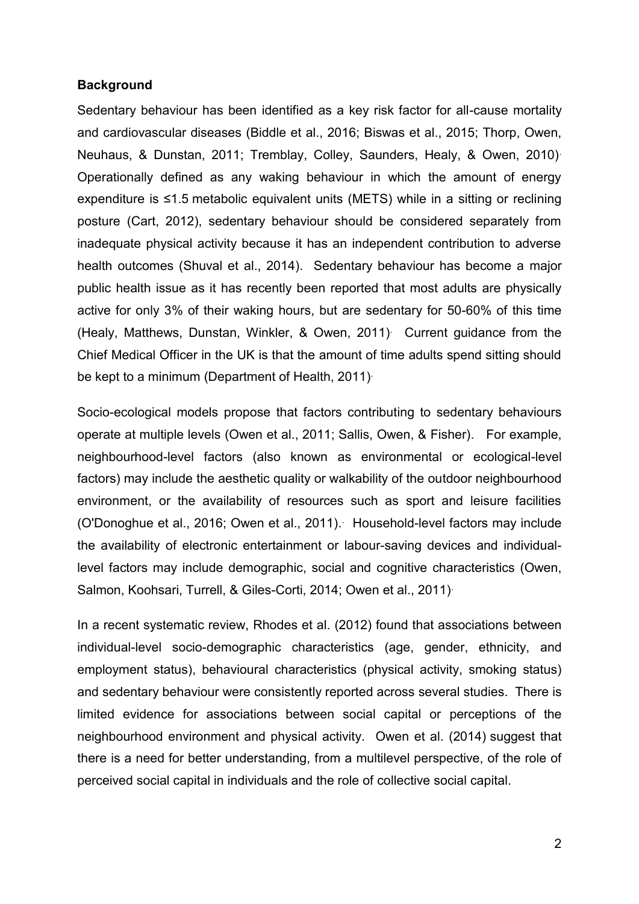**Background**

Sedentary behaviour has been identified as a key risk factor for all-cause mortality and cardiovascular diseases (Biddle et al., 2016; Biswas et al., 2015; Thorp, Owen, Neuhaus, & Dunstan, 2011; Tremblay, Colley, Saunders, Healy, & Owen, 2010). Operationally defined as any waking behaviour in which the amount of energy expenditure is ≤1.5 metabolic equivalent units (METS) while in a sitting or reclining posture (Cart, 2012), sedentary behaviour should be considered separately from inadequate physical activity because it has an independent contribution to adverse health outcomes (Shuval et al., 2014). Sedentary behaviour has become a major public health issue as it has recently been reported that most adults are physically active for only 3% of their waking hours, but are sedentary for 50-60% of this time (Healy, Matthews, Dunstan, Winkler, & Owen, 2011). Current guidance from the Chief Medical Officer in the UK is that the amount of time adults spend sitting should be kept to a minimum (Department of Health, 2011).

Socio-ecological models propose that factors contributing to sedentary behaviours operate at multiple levels (Owen et al., 2011; Sallis, Owen, & Fisher). For example, neighbourhood-level factors (also known as environmental or ecological-level factors) may include the aesthetic quality or walkability of the outdoor neighbourhood environment, or the availability of resources such as sport and leisure facilities (O'Donoghue et al., 2016; Owen et al., 2011). Household-level factors may include the availability of electronic entertainment or labour-saving devices and individual-level factors may include demographic, social and cognitive characteristics (Owen, Salmon, Koohsari, Turrell, & Giles-Corti, 2014; Owen et al., 2011).

In a recent systematic review, Rhodes et al. (2012) found that associations between individual-level socio-demographic characteristics (age, gender, ethnicity, and employment status), behavioural characteristics (physical activity, smoking status) and sedentary behaviour were consistently reported across several studies. There is limited evidence for associations between social capital or perceptions of the neighbourhood environment and physical activity. Owen et al. (2014) suggest that there is a need for better understanding, from a multilevel perspective, of the role of perceived social capital in individuals and the role of collective social capital.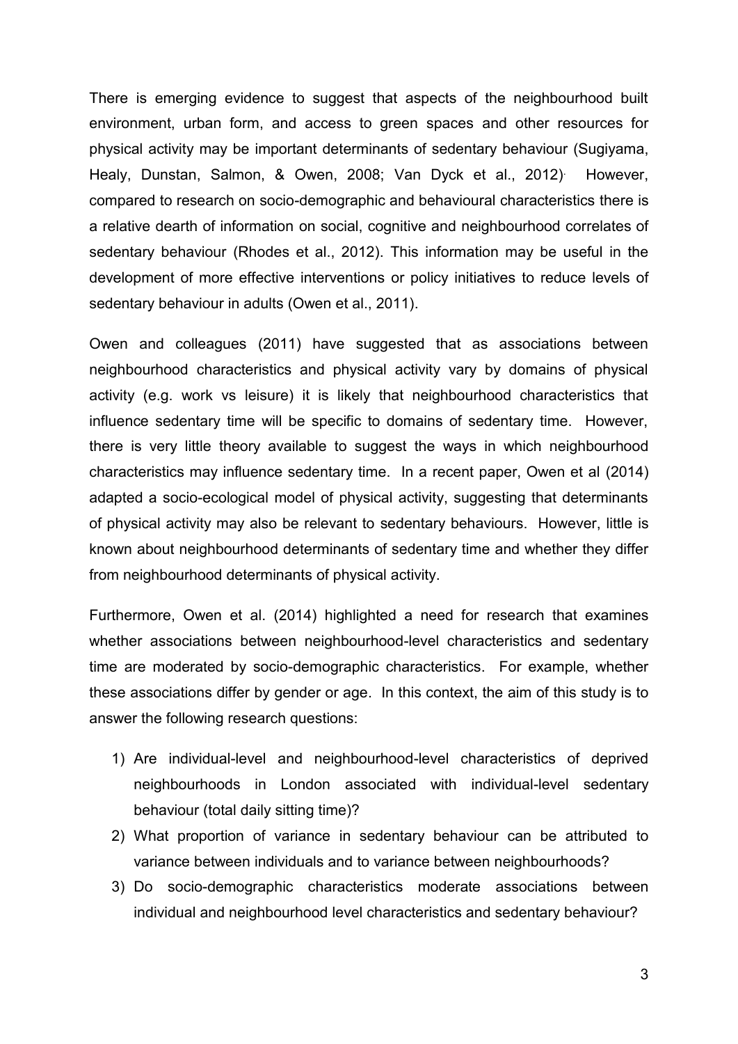There is emerging evidence to suggest that aspects of the neighbourhood built environment, urban form, and access to green spaces and other resources for physical activity may be important determinants of sedentary behaviour (Sugiyama, Healy, Dunstan, Salmon, & Owen, 2008; Van Dyck et al., 2012). However, compared to research on socio-demographic and behavioural characteristics there is a relative dearth of information on social, cognitive and neighbourhood correlates of sedentary behaviour (Rhodes et al., 2012). This information may be useful in the development of more effective interventions or policy initiatives to reduce levels of sedentary behaviour in adults (Owen et al., 2011).

Owen and colleagues (2011) have suggested that as associations between neighbourhood characteristics and physical activity vary by domains of physical activity (e.g. work vs leisure) it is likely that neighbourhood characteristics that influence sedentary time will be specific to domains of sedentary time. However, there is very little theory available to suggest the ways in which neighbourhood characteristics may influence sedentary time. In a recent paper, Owen et al (2014) adapted a socio-ecological model of physical activity, suggesting that determinants of physical activity may also be relevant to sedentary behaviours. However, little is known about neighbourhood determinants of sedentary time and whether they differ from neighbourhood determinants of physical activity.

Furthermore, Owen et al. (2014) highlighted a need for research that examines whether associations between neighbourhood-level characteristics and sedentary time are moderated by socio-demographic characteristics. For example, whether these associations differ by gender or age. In this context, the aim of this study is to answer the following research questions:

1) Are individual-level and neighbourhood-level characteristics of deprived neighbourhoods in London associated with individual-level sedentary behaviour (total daily sitting time)?
2) What proportion of variance in sedentary behaviour can be attributed to variance between individuals and to variance between neighbourhoods?
3) Do socio-demographic characteristics moderate associations between individual and neighbourhood level characteristics and sedentary behaviour?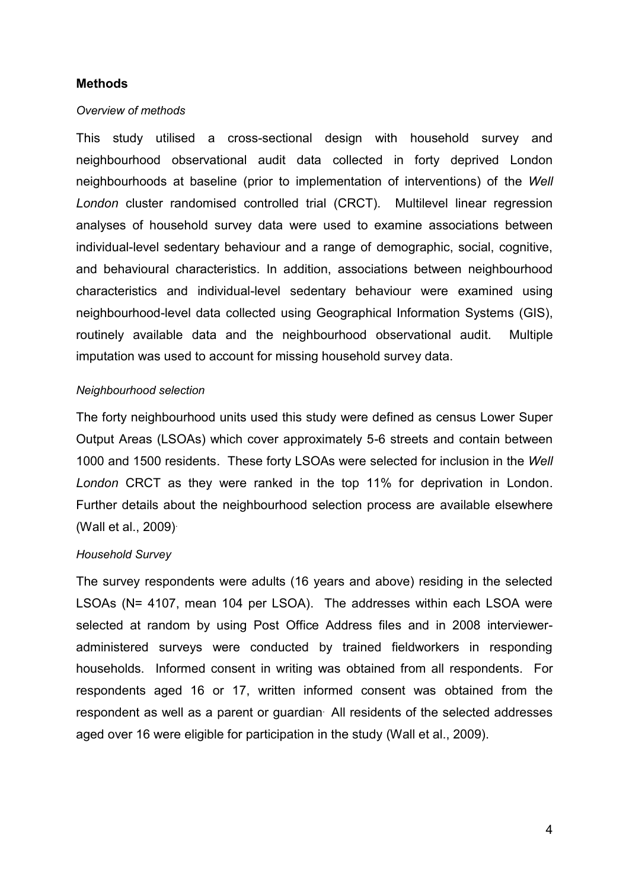## Methods

*Overview of methods*

This study utilised a cross-sectional design with household survey and neighbourhood observational audit data collected in forty deprived London neighbourhoods at baseline (prior to implementation of interventions) of the *Well London* cluster randomised controlled trial (CRCT). Multilevel linear regression analyses of household survey data were used to examine associations between individual-level sedentary behaviour and a range of demographic, social, cognitive, and behavioural characteristics. In addition, associations between neighbourhood characteristics and individual-level sedentary behaviour were examined using neighbourhood-level data collected using Geographical Information Systems (GIS), routinely available data and the neighbourhood observational audit. Multiple imputation was used to account for missing household survey data.

*Neighbourhood selection*

The forty neighbourhood units used this study were defined as census Lower Super Output Areas (LSOAs) which cover approximately 5-6 streets and contain between 1000 and 1500 residents. These forty LSOAs were selected for inclusion in the *Well London* CRCT as they were ranked in the top 11% for deprivation in London. Further details about the neighbourhood selection process are available elsewhere (Wall et al., 2009).

*Household Survey*

The survey respondents were adults (16 years and above) residing in the selected LSOAs (N= 4107, mean 104 per LSOA). The addresses within each LSOA were selected at random by using Post Office Address files and in 2008 interviewer-administered surveys were conducted by trained fieldworkers in responding households. Informed consent in writing was obtained from all respondents. For respondents aged 16 or 17, written informed consent was obtained from the respondent as well as a parent or guardian. All residents of the selected addresses aged over 16 were eligible for participation in the study (Wall et al., 2009).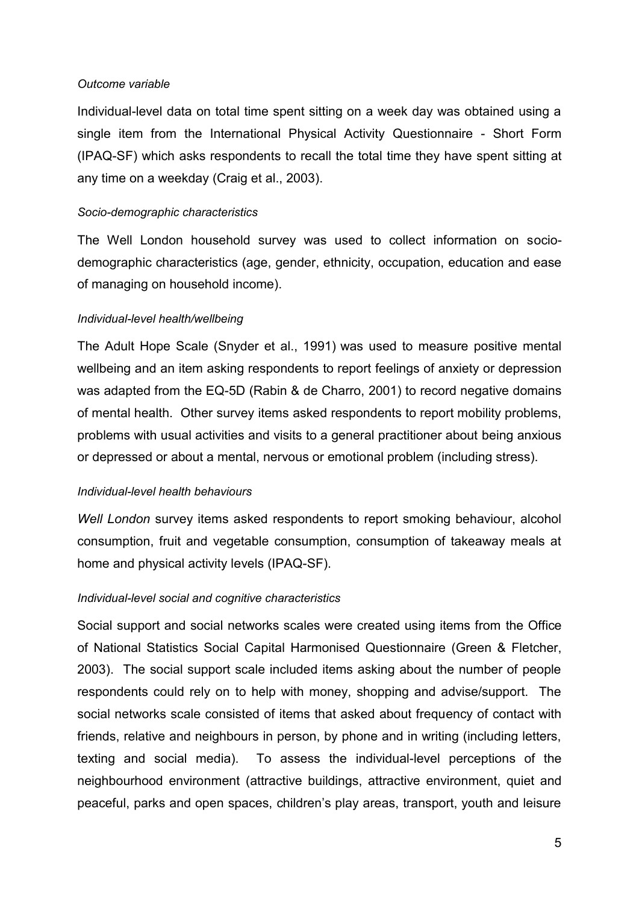*Outcome variable*

Individual-level data on total time spent sitting on a week day was obtained using a single item from the International Physical Activity Questionnaire - Short Form (IPAQ-SF) which asks respondents to recall the total time they have spent sitting at any time on a weekday (Craig et al., 2003).

*Socio-demographic characteristics*

The Well London household survey was used to collect information on socio-demographic characteristics (age, gender, ethnicity, occupation, education and ease of managing on household income).

*Individual-level health/wellbeing*

The Adult Hope Scale (Snyder et al., 1991) was used to measure positive mental wellbeing and an item asking respondents to report feelings of anxiety or depression was adapted from the EQ-5D (Rabin & de Charro, 2001) to record negative domains of mental health. Other survey items asked respondents to report mobility problems, problems with usual activities and visits to a general practitioner about being anxious or depressed or about a mental, nervous or emotional problem (including stress).

*Individual-level health behaviours*

*Well London* survey items asked respondents to report smoking behaviour, alcohol consumption, fruit and vegetable consumption, consumption of takeaway meals at home and physical activity levels (IPAQ-SF).

*Individual-level social and cognitive characteristics*

Social support and social networks scales were created using items from the Office of National Statistics Social Capital Harmonised Questionnaire (Green & Fletcher, 2003). The social support scale included items asking about the number of people respondents could rely on to help with money, shopping and advise/support. The social networks scale consisted of items that asked about frequency of contact with friends, relative and neighbours in person, by phone and in writing (including letters, texting and social media). To assess the individual-level perceptions of the neighbourhood environment (attractive buildings, attractive environment, quiet and peaceful, parks and open spaces, children's play areas, transport, youth and leisure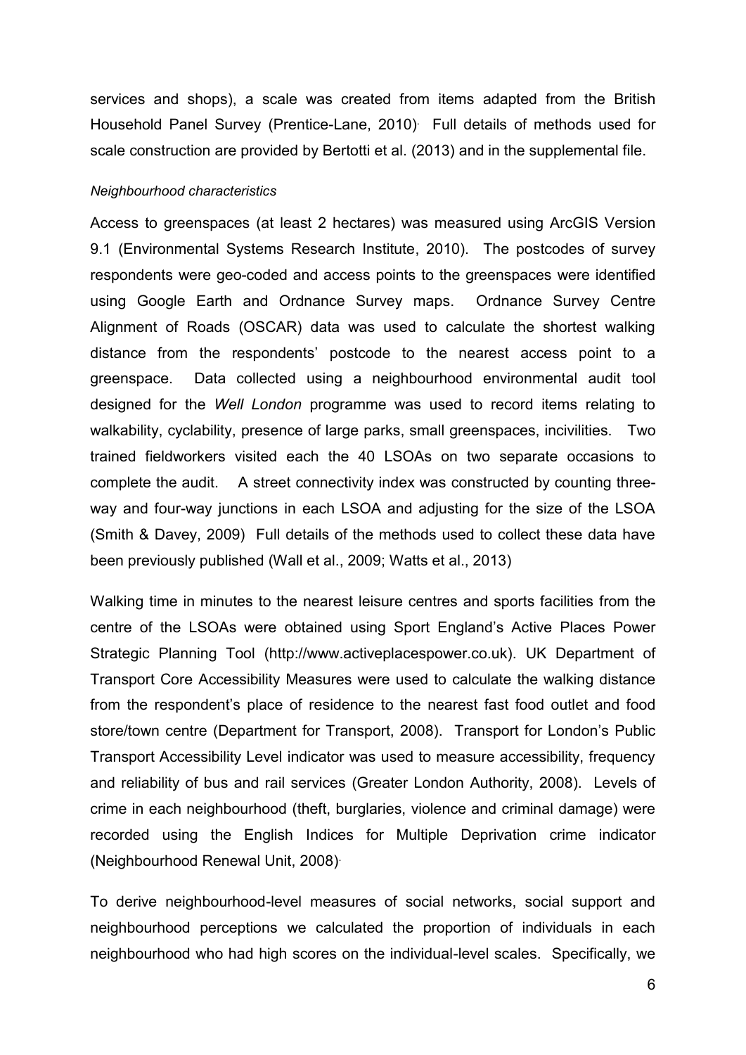services and shops), a scale was created from items adapted from the British Household Panel Survey (Prentice-Lane, 2010). Full details of methods used for scale construction are provided by Bertotti et al. (2013) and in the supplemental file.

*Neighbourhood characteristics*

Access to greenspaces (at least 2 hectares) was measured using ArcGIS Version 9.1 (Environmental Systems Research Institute, 2010). The postcodes of survey respondents were geo-coded and access points to the greenspaces were identified using Google Earth and Ordnance Survey maps. Ordnance Survey Centre Alignment of Roads (OSCAR) data was used to calculate the shortest walking distance from the respondents' postcode to the nearest access point to a greenspace. Data collected using a neighbourhood environmental audit tool designed for the *Well London* programme was used to record items relating to walkability, cyclability, presence of large parks, small greenspaces, incivilities. Two trained fieldworkers visited each the 40 LSOAs on two separate occasions to complete the audit. A street connectivity index was constructed by counting three-way and four-way junctions in each LSOA and adjusting for the size of the LSOA (Smith & Davey, 2009) Full details of the methods used to collect these data have been previously published (Wall et al., 2009; Watts et al., 2013)

Walking time in minutes to the nearest leisure centres and sports facilities from the centre of the LSOAs were obtained using Sport England's Active Places Power Strategic Planning Tool (http://www.activeplacespower.co.uk). UK Department of Transport Core Accessibility Measures were used to calculate the walking distance from the respondent's place of residence to the nearest fast food outlet and food store/town centre (Department for Transport, 2008). Transport for London's Public Transport Accessibility Level indicator was used to measure accessibility, frequency and reliability of bus and rail services (Greater London Authority, 2008). Levels of crime in each neighbourhood (theft, burglaries, violence and criminal damage) were recorded using the English Indices for Multiple Deprivation crime indicator (Neighbourhood Renewal Unit, 2008).

To derive neighbourhood-level measures of social networks, social support and neighbourhood perceptions we calculated the proportion of individuals in each neighbourhood who had high scores on the individual-level scales. Specifically, we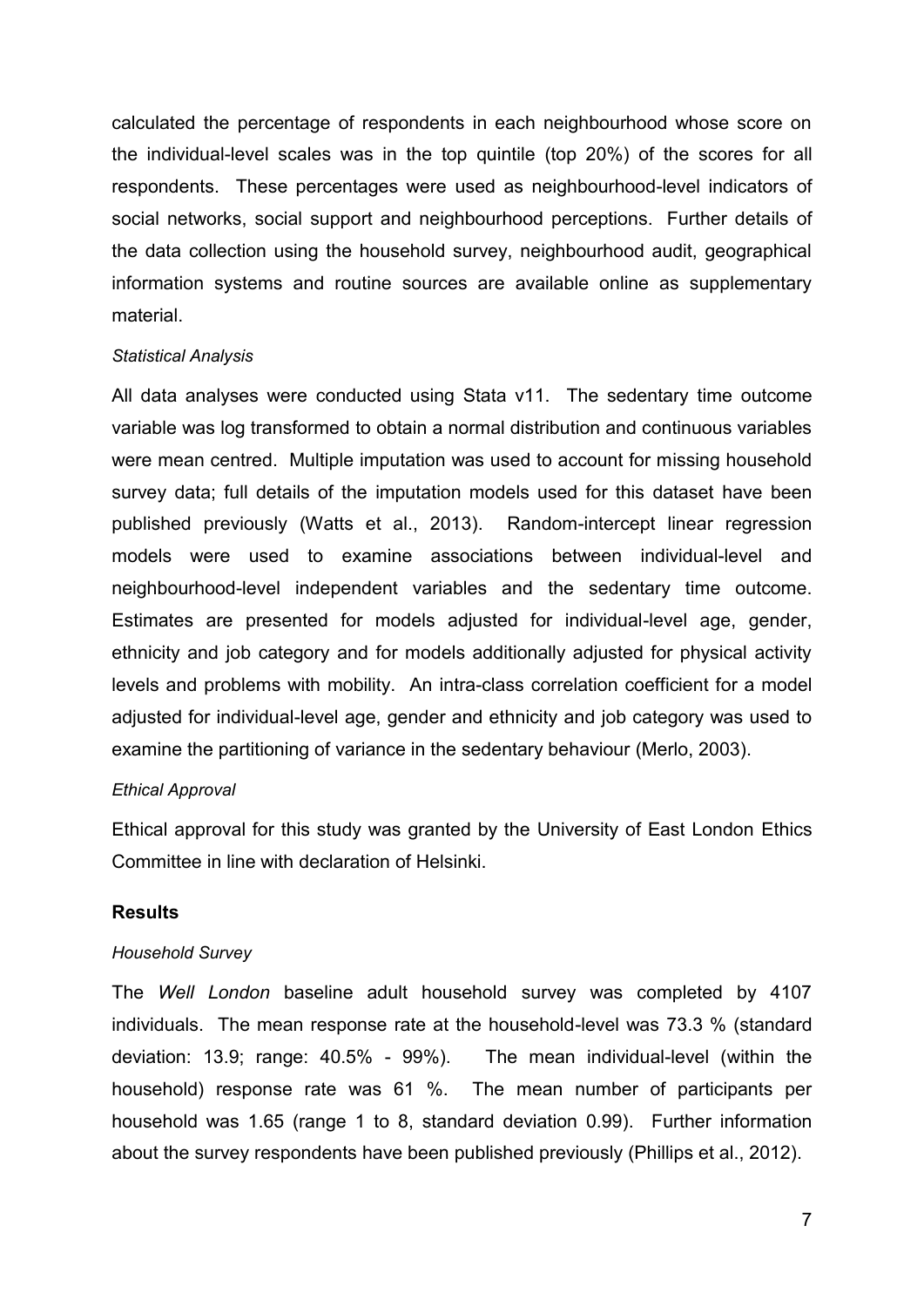calculated the percentage of respondents in each neighbourhood whose score on the individual-level scales was in the top quintile (top 20%) of the scores for all respondents. These percentages were used as neighbourhood-level indicators of social networks, social support and neighbourhood perceptions. Further details of the data collection using the household survey, neighbourhood audit, geographical information systems and routine sources are available online as supplementary material.

*Statistical Analysis*

All data analyses were conducted using Stata v11. The sedentary time outcome variable was log transformed to obtain a normal distribution and continuous variables were mean centred. Multiple imputation was used to account for missing household survey data; full details of the imputation models used for this dataset have been published previously (Watts et al., 2013). Random-intercept linear regression models were used to examine associations between individual-level and neighbourhood-level independent variables and the sedentary time outcome. Estimates are presented for models adjusted for individual-level age, gender, ethnicity and job category and for models additionally adjusted for physical activity levels and problems with mobility. An intra-class correlation coefficient for a model adjusted for individual-level age, gender and ethnicity and job category was used to examine the partitioning of variance in the sedentary behaviour (Merlo, 2003).

*Ethical Approval*

Ethical approval for this study was granted by the University of East London Ethics Committee in line with declaration of Helsinki.

## Results

*Household Survey*

The *Well London* baseline adult household survey was completed by 4107 individuals. The mean response rate at the household-level was 73.3 % (standard deviation: 13.9; range: 40.5% - 99%). The mean individual-level (within the household) response rate was 61 %. The mean number of participants per household was 1.65 (range 1 to 8, standard deviation 0.99). Further information about the survey respondents have been published previously (Phillips et al., 2012).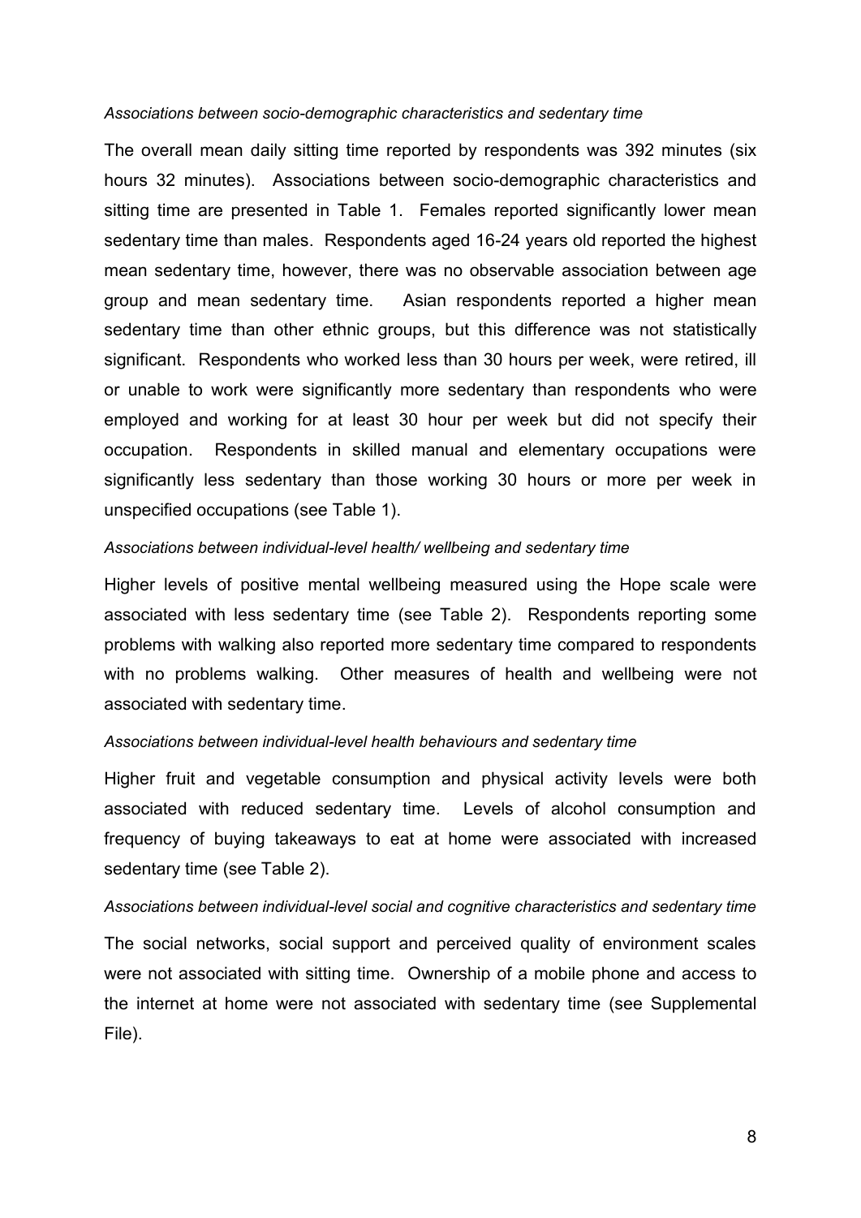*Associations between socio-demographic characteristics and sedentary time*

The overall mean daily sitting time reported by respondents was 392 minutes (six hours 32 minutes). Associations between socio-demographic characteristics and sitting time are presented in Table 1. Females reported significantly lower mean sedentary time than males. Respondents aged 16-24 years old reported the highest mean sedentary time, however, there was no observable association between age group and mean sedentary time. Asian respondents reported a higher mean sedentary time than other ethnic groups, but this difference was not statistically significant. Respondents who worked less than 30 hours per week, were retired, ill or unable to work were significantly more sedentary than respondents who were employed and working for at least 30 hour per week but did not specify their occupation. Respondents in skilled manual and elementary occupations were significantly less sedentary than those working 30 hours or more per week in unspecified occupations (see Table 1).

*Associations between individual-level health/ wellbeing and sedentary time*

Higher levels of positive mental wellbeing measured using the Hope scale were associated with less sedentary time (see Table 2). Respondents reporting some problems with walking also reported more sedentary time compared to respondents with no problems walking. Other measures of health and wellbeing were not associated with sedentary time.

*Associations between individual-level health behaviours and sedentary time*

Higher fruit and vegetable consumption and physical activity levels were both associated with reduced sedentary time. Levels of alcohol consumption and frequency of buying takeaways to eat at home were associated with increased sedentary time (see Table 2).

*Associations between individual-level social and cognitive characteristics and sedentary time*

The social networks, social support and perceived quality of environment scales were not associated with sitting time. Ownership of a mobile phone and access to the internet at home were not associated with sedentary time (see Supplemental File).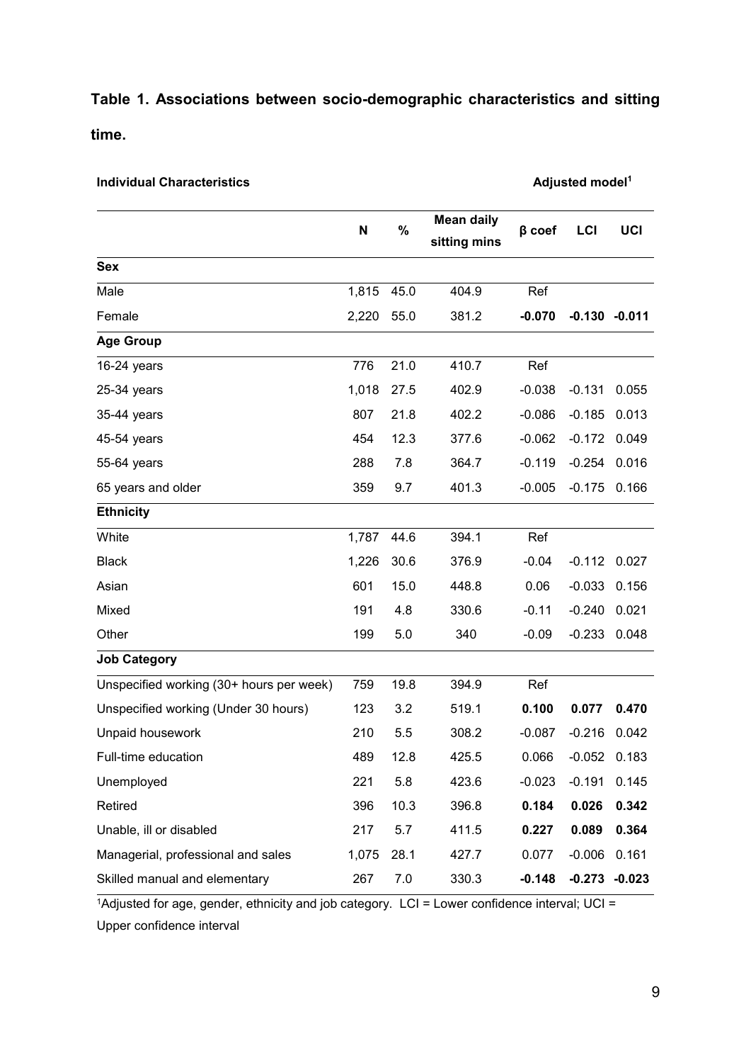**Table 1. Associations between socio-demographic characteristics and sitting time.**

| Individual Characteristics | N | % | Mean daily sitting mins | Adjusted model[1] β coef | LCI | UCI |
|---|---|---|---|---|---|---|
| **Sex** | | | | | | |
| Male | 1,815 | 45.0 | 404.9 | Ref | | |
| Female | 2,220 | 55.0 | 381.2 | **-0.070** | **-0.130** | **-0.011** |
| **Age Group** | | | | | | |
| 16-24 years | 776 | 21.0 | 410.7 | Ref | | |
| 25-34 years | 1,018 | 27.5 | 402.9 | -0.038 | -0.131 | 0.055 |
| 35-44 years | 807 | 21.8 | 402.2 | -0.086 | -0.185 | 0.013 |
| 45-54 years | 454 | 12.3 | 377.6 | -0.062 | -0.172 | 0.049 |
| 55-64 years | 288 | 7.8 | 364.7 | -0.119 | -0.254 | 0.016 |
| 65 years and older | 359 | 9.7 | 401.3 | -0.005 | -0.175 | 0.166 |
| **Ethnicity** | | | | | | |
| White | 1,787 | 44.6 | 394.1 | Ref | | |
| Black | 1,226 | 30.6 | 376.9 | -0.04 | -0.112 | 0.027 |
| Asian | 601 | 15.0 | 448.8 | 0.06 | -0.033 | 0.156 |
| Mixed | 191 | 4.8 | 330.6 | -0.11 | -0.240 | 0.021 |
| Other | 199 | 5.0 | 340 | -0.09 | -0.233 | 0.048 |
| **Job Category** | | | | | | |
| Unspecified working (30+ hours per week) | 759 | 19.8 | 394.9 | Ref | | |
| Unspecified working (Under 30 hours) | 123 | 3.2 | 519.1 | **0.100** | **0.077** | **0.470** |
| Unpaid housework | 210 | 5.5 | 308.2 | -0.087 | -0.216 | 0.042 |
| Full-time education | 489 | 12.8 | 425.5 | 0.066 | -0.052 | 0.183 |
| Unemployed | 221 | 5.8 | 423.6 | -0.023 | -0.191 | 0.145 |
| Retired | 396 | 10.3 | 396.8 | **0.184** | **0.026** | **0.342** |
| Unable, ill or disabled | 217 | 5.7 | 411.5 | **0.227** | **0.089** | **0.364** |
| Managerial, professional and sales | 1,075 | 28.1 | 427.7 | 0.077 | -0.006 | 0.161 |
| Skilled manual and elementary | 267 | 7.0 | 330.3 | **-0.148** | **-0.273** | **-0.023** |

[1]Adjusted for age, gender, ethnicity and job category. LCI = Lower confidence interval; UCI = Upper confidence interval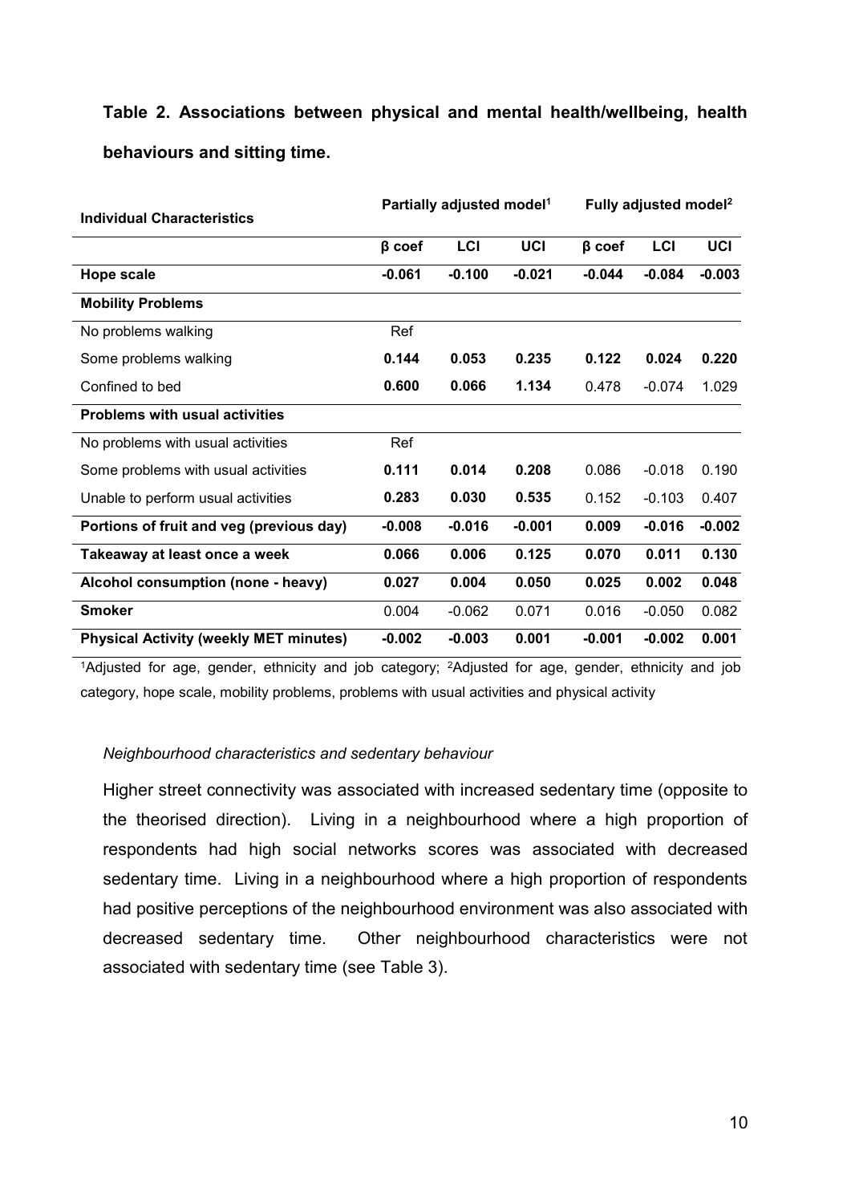**Table 2. Associations between physical and mental health/wellbeing, health behaviours and sitting time.**

| Individual Characteristics | Partially adjusted model[1] | | | Fully adjusted model[2] | | |
|---|---|---|---|---|---|---|
| | β coef | LCI | UCI | β coef | LCI | UCI |
| **Hope scale** | **-0.061** | **-0.100** | **-0.021** | **-0.044** | **-0.084** | **-0.003** |
| **Mobility Problems** | | | | | | |
| No problems walking | Ref | | | | | |
| Some problems walking | **0.144** | **0.053** | **0.235** | **0.122** | **0.024** | **0.220** |
| Confined to bed | **0.600** | **0.066** | **1.134** | 0.478 | -0.074 | 1.029 |
| **Problems with usual activities** | | | | | | |
| No problems with usual activities | Ref | | | | | |
| Some problems with usual activities | **0.111** | **0.014** | **0.208** | 0.086 | -0.018 | 0.190 |
| Unable to perform usual activities | **0.283** | **0.030** | **0.535** | 0.152 | -0.103 | 0.407 |
| **Portions of fruit and veg (previous day)** | **-0.008** | **-0.016** | **-0.001** | **0.009** | **-0.016** | **-0.002** |
| **Takeaway at least once a week** | **0.066** | **0.006** | **0.125** | **0.070** | **0.011** | **0.130** |
| **Alcohol consumption (none - heavy)** | **0.027** | **0.004** | **0.050** | **0.025** | **0.002** | **0.048** |
| **Smoker** | 0.004 | -0.062 | 0.071 | 0.016 | -0.050 | 0.082 |
| **Physical Activity (weekly MET minutes)** | **-0.002** | **-0.003** | **0.001** | **-0.001** | **-0.002** | **0.001** |

[1]Adjusted for age, gender, ethnicity and job category; [2]Adjusted for age, gender, ethnicity and job category, hope scale, mobility problems, problems with usual activities and physical activity

*Neighbourhood characteristics and sedentary behaviour*

Higher street connectivity was associated with increased sedentary time (opposite to the theorised direction). Living in a neighbourhood where a high proportion of respondents had high social networks scores was associated with decreased sedentary time. Living in a neighbourhood where a high proportion of respondents had positive perceptions of the neighbourhood environment was also associated with decreased sedentary time. Other neighbourhood characteristics were not associated with sedentary time (see Table 3).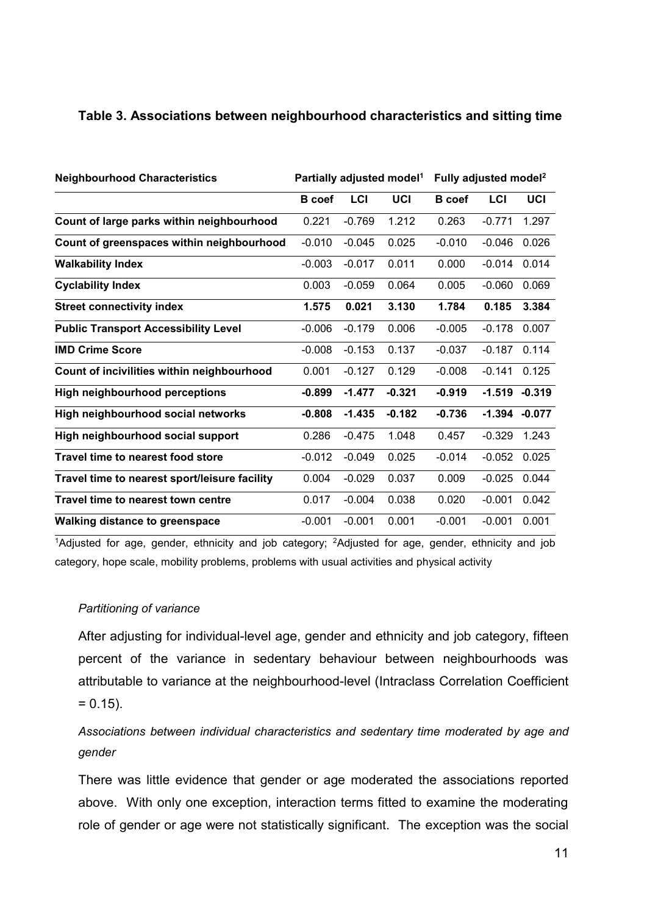**Table 3. Associations between neighbourhood characteristics and sitting time**

| Neighbourhood Characteristics | Partially adjusted model[1] | | | Fully adjusted model[2] | | |
|---|---|---|---|---|---|---|
| | B coef | LCI | UCI | B coef | LCI | UCI |
| **Count of large parks within neighbourhood** | 0.221 | -0.769 | 1.212 | 0.263 | -0.771 | 1.297 |
| **Count of greenspaces within neighbourhood** | -0.010 | -0.045 | 0.025 | -0.010 | -0.046 | 0.026 |
| **Walkability Index** | -0.003 | -0.017 | 0.011 | 0.000 | -0.014 | 0.014 |
| **Cyclability Index** | 0.003 | -0.059 | 0.064 | 0.005 | -0.060 | 0.069 |
| **Street connectivity index** | **1.575** | **0.021** | **3.130** | **1.784** | **0.185** | **3.384** |
| **Public Transport Accessibility Level** | -0.006 | -0.179 | 0.006 | -0.005 | -0.178 | 0.007 |
| **IMD Crime Score** | -0.008 | -0.153 | 0.137 | -0.037 | -0.187 | 0.114 |
| **Count of incivilities within neighbourhood** | 0.001 | -0.127 | 0.129 | -0.008 | -0.141 | 0.125 |
| **High neighbourhood perceptions** | **-0.899** | **-1.477** | **-0.321** | **-0.919** | **-1.519** | **-0.319** |
| **High neighbourhood social networks** | **-0.808** | **-1.435** | **-0.182** | **-0.736** | **-1.394** | **-0.077** |
| **High neighbourhood social support** | 0.286 | -0.475 | 1.048 | 0.457 | -0.329 | 1.243 |
| **Travel time to nearest food store** | -0.012 | -0.049 | 0.025 | -0.014 | -0.052 | 0.025 |
| **Travel time to nearest sport/leisure facility** | 0.004 | -0.029 | 0.037 | 0.009 | -0.025 | 0.044 |
| **Travel time to nearest town centre** | 0.017 | -0.004 | 0.038 | 0.020 | -0.001 | 0.042 |
| **Walking distance to greenspace** | -0.001 | -0.001 | 0.001 | -0.001 | -0.001 | 0.001 |

[1]Adjusted for age, gender, ethnicity and job category; [2]Adjusted for age, gender, ethnicity and job category, hope scale, mobility problems, problems with usual activities and physical activity

*Partitioning of variance*

After adjusting for individual-level age, gender and ethnicity and job category, fifteen percent of the variance in sedentary behaviour between neighbourhoods was attributable to variance at the neighbourhood-level (Intraclass Correlation Coefficient = 0.15).

*Associations between individual characteristics and sedentary time moderated by age and gender*

There was little evidence that gender or age moderated the associations reported above. With only one exception, interaction terms fitted to examine the moderating role of gender or age were not statistically significant. The exception was the social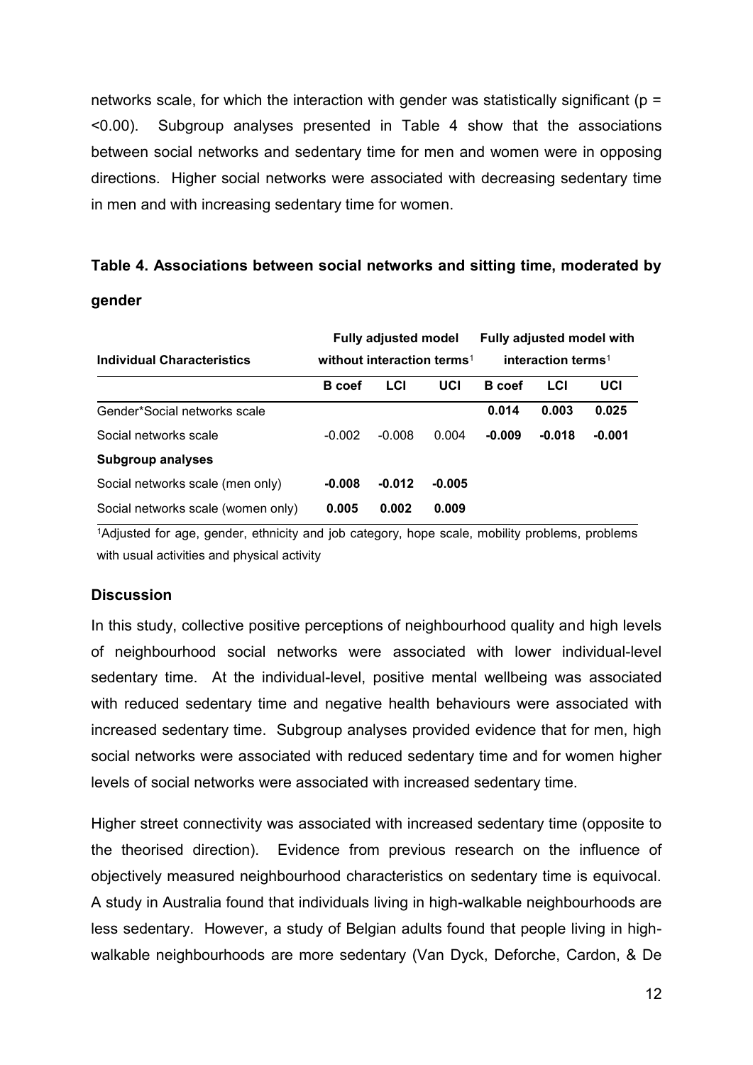networks scale, for which the interaction with gender was statistically significant (p = <0.00). Subgroup analyses presented in Table 4 show that the associations between social networks and sedentary time for men and women were in opposing directions. Higher social networks were associated with decreasing sedentary time in men and with increasing sedentary time for women.

**Table 4. Associations between social networks and sitting time, moderated by gender**

| Individual Characteristics | Fully adjusted model without interaction terms[1] | | | Fully adjusted model with interaction terms[1] | | |
|---|---|---|---|---|---|---|
| | **B coef** | **LCI** | **UCI** | **B coef** | **LCI** | **UCI** |
| Gender*Social networks scale | | | | **0.014** | **0.003** | **0.025** |
| Social networks scale | -0.002 | -0.008 | 0.004 | **-0.009** | **-0.018** | **-0.001** |
| **Subgroup analyses** | | | | | | |
| Social networks scale (men only) | **-0.008** | **-0.012** | **-0.005** | | | |
| Social networks scale (women only) | **0.005** | **0.002** | **0.009** | | | |

[1]Adjusted for age, gender, ethnicity and job category, hope scale, mobility problems, problems with usual activities and physical activity

### Discussion

In this study, collective positive perceptions of neighbourhood quality and high levels of neighbourhood social networks were associated with lower individual-level sedentary time. At the individual-level, positive mental wellbeing was associated with reduced sedentary time and negative health behaviours were associated with increased sedentary time. Subgroup analyses provided evidence that for men, high social networks were associated with reduced sedentary time and for women higher levels of social networks were associated with increased sedentary time.

Higher street connectivity was associated with increased sedentary time (opposite to the theorised direction). Evidence from previous research on the influence of objectively measured neighbourhood characteristics on sedentary time is equivocal. A study in Australia found that individuals living in high-walkable neighbourhoods are less sedentary. However, a study of Belgian adults found that people living in high-walkable neighbourhoods are more sedentary (Van Dyck, Deforche, Cardon, & De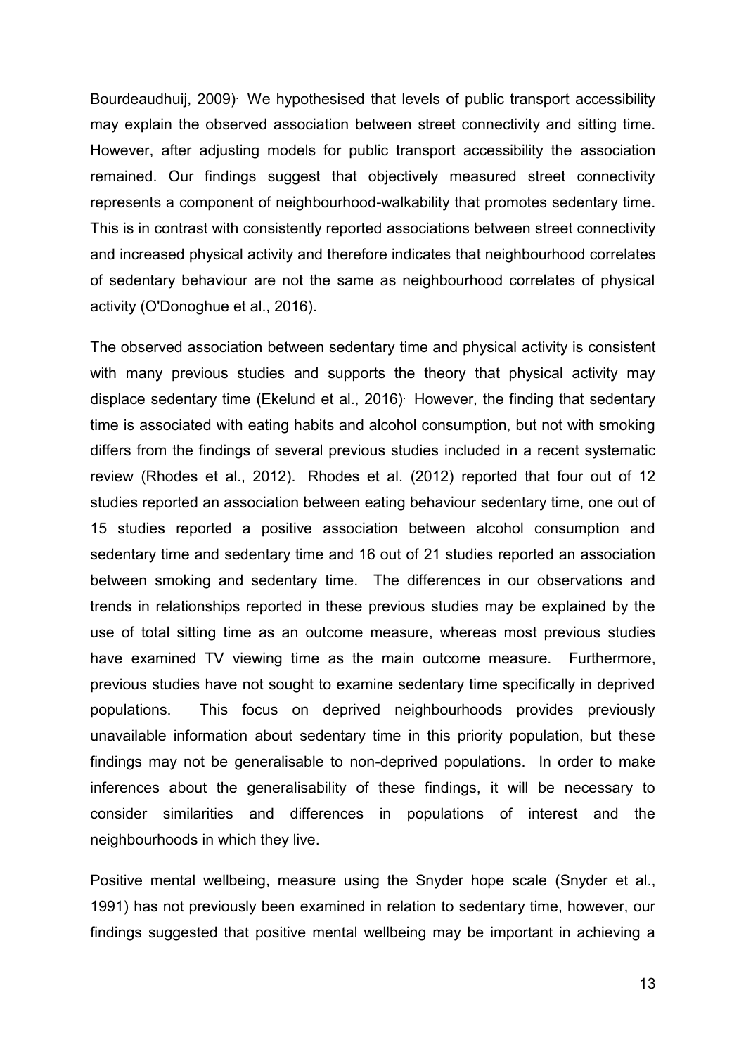Bourdeaudhuij, 2009). We hypothesised that levels of public transport accessibility may explain the observed association between street connectivity and sitting time. However, after adjusting models for public transport accessibility the association remained. Our findings suggest that objectively measured street connectivity represents a component of neighbourhood-walkability that promotes sedentary time. This is in contrast with consistently reported associations between street connectivity and increased physical activity and therefore indicates that neighbourhood correlates of sedentary behaviour are not the same as neighbourhood correlates of physical activity (O'Donoghue et al., 2016).

The observed association between sedentary time and physical activity is consistent with many previous studies and supports the theory that physical activity may displace sedentary time (Ekelund et al., 2016). However, the finding that sedentary time is associated with eating habits and alcohol consumption, but not with smoking differs from the findings of several previous studies included in a recent systematic review (Rhodes et al., 2012). Rhodes et al. (2012) reported that four out of 12 studies reported an association between eating behaviour sedentary time, one out of 15 studies reported a positive association between alcohol consumption and sedentary time and sedentary time and 16 out of 21 studies reported an association between smoking and sedentary time. The differences in our observations and trends in relationships reported in these previous studies may be explained by the use of total sitting time as an outcome measure, whereas most previous studies have examined TV viewing time as the main outcome measure. Furthermore, previous studies have not sought to examine sedentary time specifically in deprived populations. This focus on deprived neighbourhoods provides previously unavailable information about sedentary time in this priority population, but these findings may not be generalisable to non-deprived populations. In order to make inferences about the generalisability of these findings, it will be necessary to consider similarities and differences in populations of interest and the neighbourhoods in which they live.

Positive mental wellbeing, measure using the Snyder hope scale (Snyder et al., 1991) has not previously been examined in relation to sedentary time, however, our findings suggested that positive mental wellbeing may be important in achieving a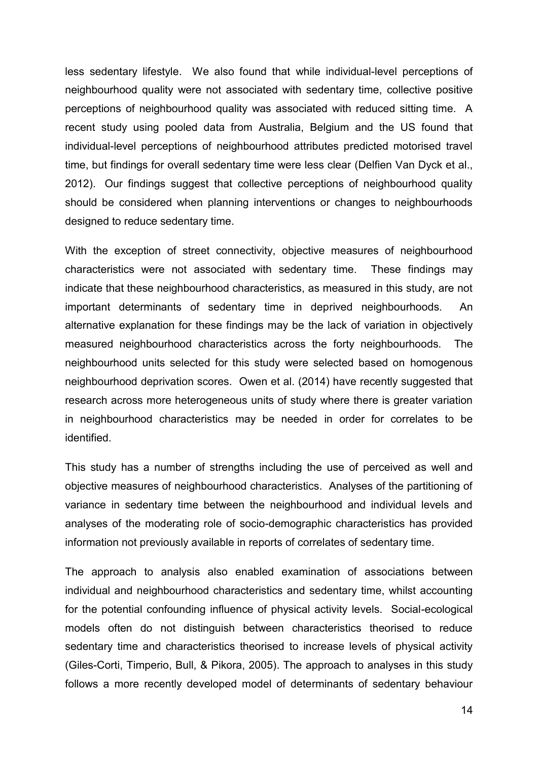less sedentary lifestyle. We also found that while individual-level perceptions of neighbourhood quality were not associated with sedentary time, collective positive perceptions of neighbourhood quality was associated with reduced sitting time. A recent study using pooled data from Australia, Belgium and the US found that individual-level perceptions of neighbourhood attributes predicted motorised travel time, but findings for overall sedentary time were less clear (Delfien Van Dyck et al., 2012). Our findings suggest that collective perceptions of neighbourhood quality should be considered when planning interventions or changes to neighbourhoods designed to reduce sedentary time.

With the exception of street connectivity, objective measures of neighbourhood characteristics were not associated with sedentary time. These findings may indicate that these neighbourhood characteristics, as measured in this study, are not important determinants of sedentary time in deprived neighbourhoods. An alternative explanation for these findings may be the lack of variation in objectively measured neighbourhood characteristics across the forty neighbourhoods. The neighbourhood units selected for this study were selected based on homogenous neighbourhood deprivation scores. Owen et al. (2014) have recently suggested that research across more heterogeneous units of study where there is greater variation in neighbourhood characteristics may be needed in order for correlates to be identified.

This study has a number of strengths including the use of perceived as well and objective measures of neighbourhood characteristics. Analyses of the partitioning of variance in sedentary time between the neighbourhood and individual levels and analyses of the moderating role of socio-demographic characteristics has provided information not previously available in reports of correlates of sedentary time.

The approach to analysis also enabled examination of associations between individual and neighbourhood characteristics and sedentary time, whilst accounting for the potential confounding influence of physical activity levels. Social-ecological models often do not distinguish between characteristics theorised to reduce sedentary time and characteristics theorised to increase levels of physical activity (Giles-Corti, Timperio, Bull, & Pikora, 2005). The approach to analyses in this study follows a more recently developed model of determinants of sedentary behaviour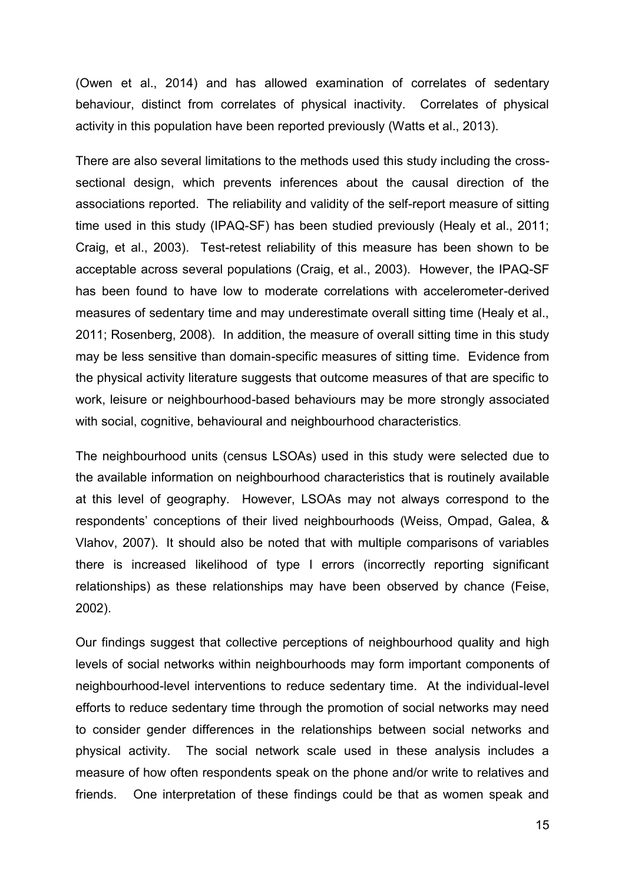(Owen et al., 2014) and has allowed examination of correlates of sedentary behaviour, distinct from correlates of physical inactivity. Correlates of physical activity in this population have been reported previously (Watts et al., 2013).

There are also several limitations to the methods used this study including the cross-sectional design, which prevents inferences about the causal direction of the associations reported. The reliability and validity of the self-report measure of sitting time used in this study (IPAQ-SF) has been studied previously (Healy et al., 2011; Craig, et al., 2003). Test-retest reliability of this measure has been shown to be acceptable across several populations (Craig, et al., 2003). However, the IPAQ-SF has been found to have low to moderate correlations with accelerometer-derived measures of sedentary time and may underestimate overall sitting time (Healy et al., 2011; Rosenberg, 2008). In addition, the measure of overall sitting time in this study may be less sensitive than domain-specific measures of sitting time. Evidence from the physical activity literature suggests that outcome measures of that are specific to work, leisure or neighbourhood-based behaviours may be more strongly associated with social, cognitive, behavioural and neighbourhood characteristics.

The neighbourhood units (census LSOAs) used in this study were selected due to the available information on neighbourhood characteristics that is routinely available at this level of geography. However, LSOAs may not always correspond to the respondents' conceptions of their lived neighbourhoods (Weiss, Ompad, Galea, & Vlahov, 2007). It should also be noted that with multiple comparisons of variables there is increased likelihood of type I errors (incorrectly reporting significant relationships) as these relationships may have been observed by chance (Feise, 2002).

Our findings suggest that collective perceptions of neighbourhood quality and high levels of social networks within neighbourhoods may form important components of neighbourhood-level interventions to reduce sedentary time. At the individual-level efforts to reduce sedentary time through the promotion of social networks may need to consider gender differences in the relationships between social networks and physical activity. The social network scale used in these analysis includes a measure of how often respondents speak on the phone and/or write to relatives and friends. One interpretation of these findings could be that as women speak and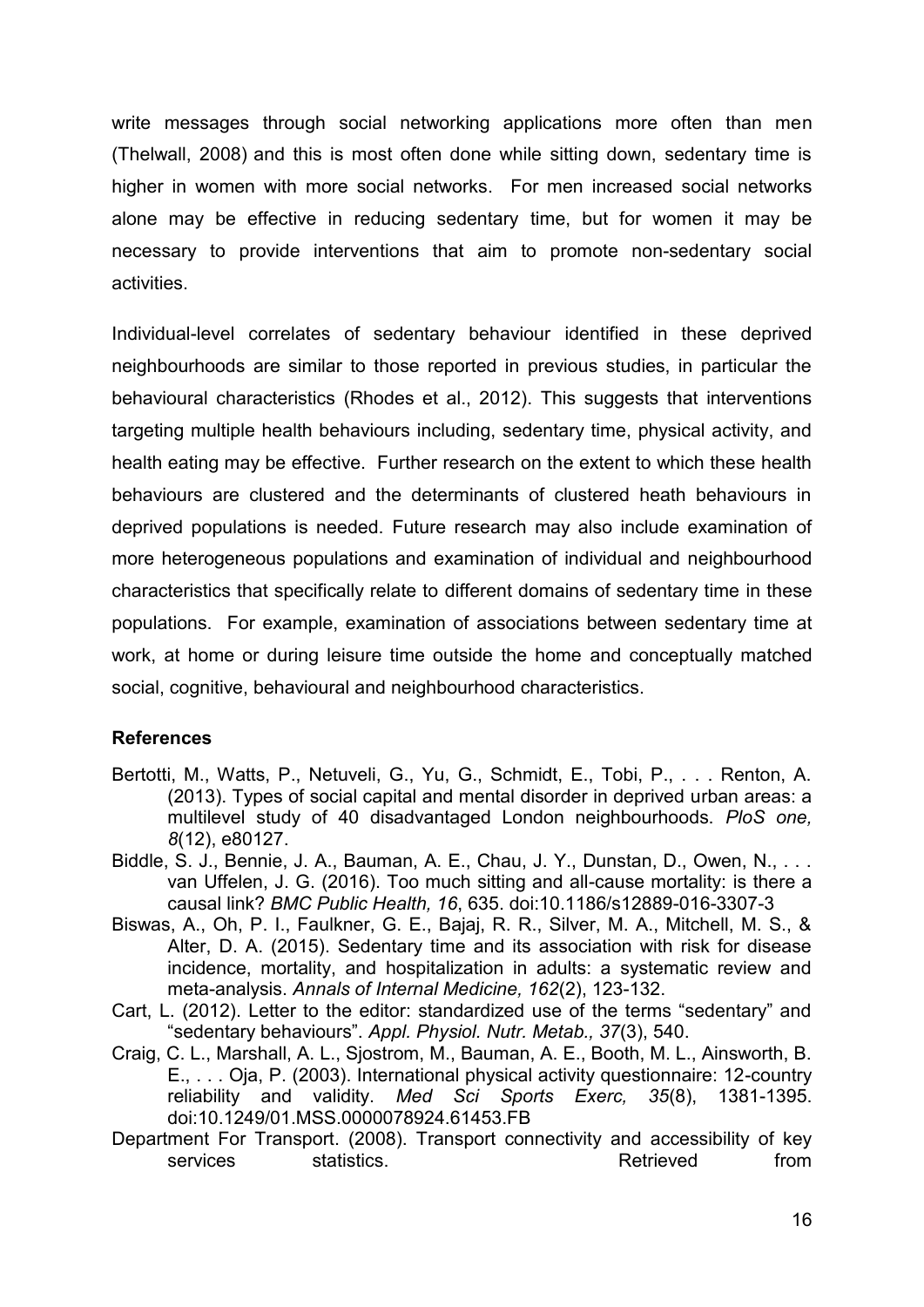write messages through social networking applications more often than men (Thelwall, 2008) and this is most often done while sitting down, sedentary time is higher in women with more social networks. For men increased social networks alone may be effective in reducing sedentary time, but for women it may be necessary to provide interventions that aim to promote non-sedentary social activities.

Individual-level correlates of sedentary behaviour identified in these deprived neighbourhoods are similar to those reported in previous studies, in particular the behavioural characteristics (Rhodes et al., 2012). This suggests that interventions targeting multiple health behaviours including, sedentary time, physical activity, and health eating may be effective. Further research on the extent to which these health behaviours are clustered and the determinants of clustered heath behaviours in deprived populations is needed. Future research may also include examination of more heterogeneous populations and examination of individual and neighbourhood characteristics that specifically relate to different domains of sedentary time in these populations. For example, examination of associations between sedentary time at work, at home or during leisure time outside the home and conceptually matched social, cognitive, behavioural and neighbourhood characteristics.

**References**

Bertotti, M., Watts, P., Netuveli, G., Yu, G., Schmidt, E., Tobi, P., . . . Renton, A. (2013). Types of social capital and mental disorder in deprived urban areas: a multilevel study of 40 disadvantaged London neighbourhoods. *PloS one, 8*(12), e80127.

Biddle, S. J., Bennie, J. A., Bauman, A. E., Chau, J. Y., Dunstan, D., Owen, N., . . . van Uffelen, J. G. (2016). Too much sitting and all-cause mortality: is there a causal link? *BMC Public Health, 16*, 635. doi:10.1186/s12889-016-3307-3

Biswas, A., Oh, P. I., Faulkner, G. E., Bajaj, R. R., Silver, M. A., Mitchell, M. S., & Alter, D. A. (2015). Sedentary time and its association with risk for disease incidence, mortality, and hospitalization in adults: a systematic review and meta-analysis. *Annals of Internal Medicine, 162*(2), 123-132.

Cart, L. (2012). Letter to the editor: standardized use of the terms "sedentary" and "sedentary behaviours". *Appl. Physiol. Nutr. Metab., 37*(3), 540.

Craig, C. L., Marshall, A. L., Sjostrom, M., Bauman, A. E., Booth, M. L., Ainsworth, B. E., . . . Oja, P. (2003). International physical activity questionnaire: 12-country reliability and validity. *Med Sci Sports Exerc, 35*(8), 1381-1395. doi:10.1249/01.MSS.0000078924.61453.FB

Department For Transport. (2008). Transport connectivity and accessibility of key services statistics. Retrieved from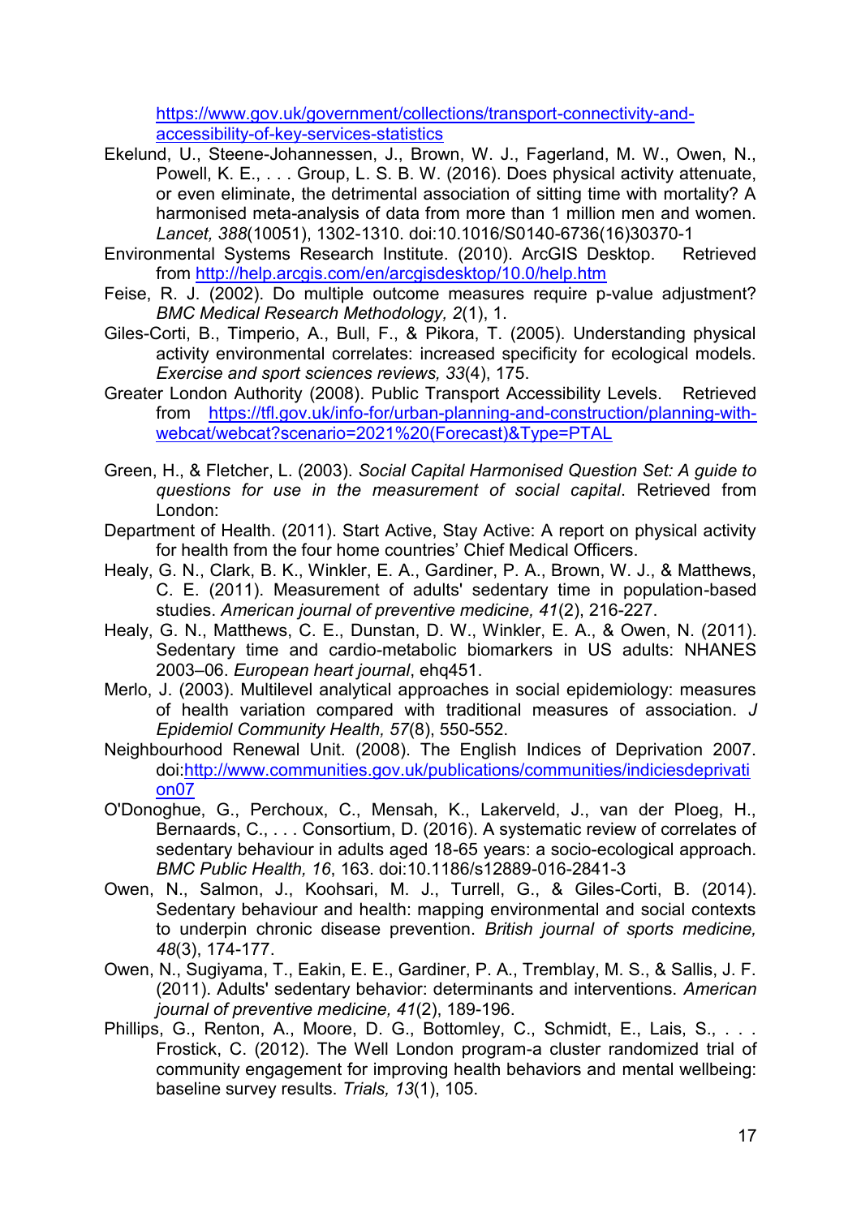https://www.gov.uk/government/collections/transport-connectivity-and-accessibility-of-key-services-statistics

Ekelund, U., Steene-Johannessen, J., Brown, W. J., Fagerland, M. W., Owen, N., Powell, K. E., . . . Group, L. S. B. W. (2016). Does physical activity attenuate, or even eliminate, the detrimental association of sitting time with mortality? A harmonised meta-analysis of data from more than 1 million men and women. *Lancet, 388*(10051), 1302-1310. doi:10.1016/S0140-6736(16)30370-1

Environmental Systems Research Institute. (2010). ArcGIS Desktop. Retrieved from http://help.arcgis.com/en/arcgisdesktop/10.0/help.htm

Feise, R. J. (2002). Do multiple outcome measures require p-value adjustment? *BMC Medical Research Methodology, 2*(1), 1.

Giles-Corti, B., Timperio, A., Bull, F., & Pikora, T. (2005). Understanding physical activity environmental correlates: increased specificity for ecological models. *Exercise and sport sciences reviews, 33*(4), 175.

Greater London Authority (2008). Public Transport Accessibility Levels. Retrieved from https://tfl.gov.uk/info-for/urban-planning-and-construction/planning-with-webcat/webcat?scenario=2021%20(Forecast)&Type=PTAL

Green, H., & Fletcher, L. (2003). *Social Capital Harmonised Question Set: A guide to questions for use in the measurement of social capital*. Retrieved from London:

Department of Health. (2011). Start Active, Stay Active: A report on physical activity for health from the four home countries' Chief Medical Officers.

Healy, G. N., Clark, B. K., Winkler, E. A., Gardiner, P. A., Brown, W. J., & Matthews, C. E. (2011). Measurement of adults' sedentary time in population-based studies. *American journal of preventive medicine, 41*(2), 216-227.

Healy, G. N., Matthews, C. E., Dunstan, D. W., Winkler, E. A., & Owen, N. (2011). Sedentary time and cardio-metabolic biomarkers in US adults: NHANES 2003–06. *European heart journal*, ehq451.

Merlo, J. (2003). Multilevel analytical approaches in social epidemiology: measures of health variation compared with traditional measures of association. *J Epidemiol Community Health, 57*(8), 550-552.

Neighbourhood Renewal Unit. (2008). The English Indices of Deprivation 2007. doi:http://www.communities.gov.uk/publications/communities/indiciesdeprivation07

O'Donoghue, G., Perchoux, C., Mensah, K., Lakerveld, J., van der Ploeg, H., Bernaards, C., . . . Consortium, D. (2016). A systematic review of correlates of sedentary behaviour in adults aged 18-65 years: a socio-ecological approach. *BMC Public Health, 16*, 163. doi:10.1186/s12889-016-2841-3

Owen, N., Salmon, J., Koohsari, M. J., Turrell, G., & Giles-Corti, B. (2014). Sedentary behaviour and health: mapping environmental and social contexts to underpin chronic disease prevention. *British journal of sports medicine, 48*(3), 174-177.

Owen, N., Sugiyama, T., Eakin, E. E., Gardiner, P. A., Tremblay, M. S., & Sallis, J. F. (2011). Adults' sedentary behavior: determinants and interventions. *American journal of preventive medicine, 41*(2), 189-196.

Phillips, G., Renton, A., Moore, D. G., Bottomley, C., Schmidt, E., Lais, S., . . . Frostick, C. (2012). The Well London program-a cluster randomized trial of community engagement for improving health behaviors and mental wellbeing: baseline survey results. *Trials, 13*(1), 105.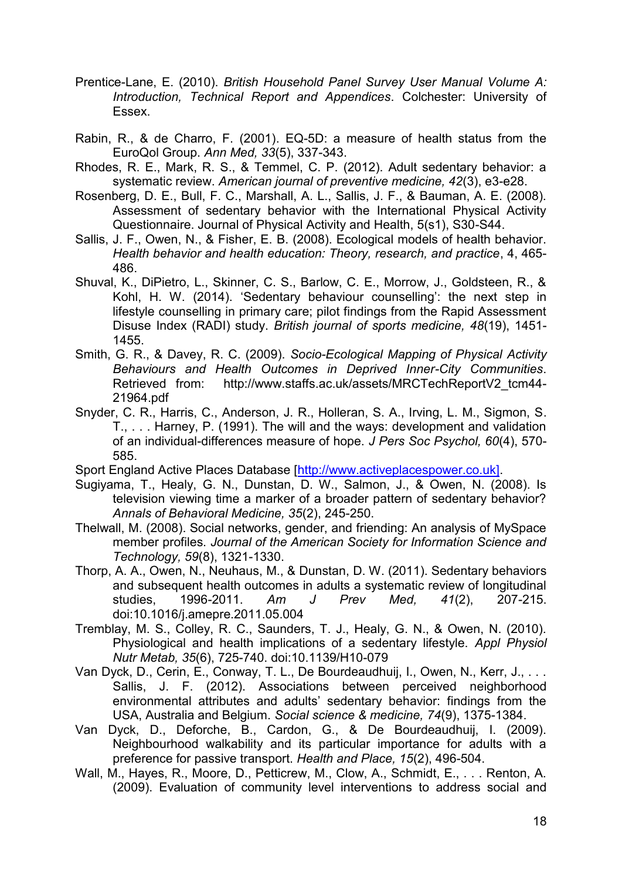Prentice-Lane, E. (2010). *British Household Panel Survey User Manual Volume A: Introduction, Technical Report and Appendices*. Colchester: University of Essex.

Rabin, R., & de Charro, F. (2001). EQ-5D: a measure of health status from the EuroQol Group. *Ann Med, 33*(5), 337-343.

Rhodes, R. E., Mark, R. S., & Temmel, C. P. (2012). Adult sedentary behavior: a systematic review. *American journal of preventive medicine, 42*(3), e3-e28.

Rosenberg, D. E., Bull, F. C., Marshall, A. L., Sallis, J. F., & Bauman, A. E. (2008). Assessment of sedentary behavior with the International Physical Activity Questionnaire. Journal of Physical Activity and Health, 5(s1), S30-S44.

Sallis, J. F., Owen, N., & Fisher, E. B. (2008). Ecological models of health behavior. *Health behavior and health education: Theory, research, and practice*, 4, 465-486.

Shuval, K., DiPietro, L., Skinner, C. S., Barlow, C. E., Morrow, J., Goldsteen, R., & Kohl, H. W. (2014). 'Sedentary behaviour counselling': the next step in lifestyle counselling in primary care; pilot findings from the Rapid Assessment Disuse Index (RADI) study. *British journal of sports medicine, 48*(19), 1451-1455.

Smith, G. R., & Davey, R. C. (2009). *Socio-Ecological Mapping of Physical Activity Behaviours and Health Outcomes in Deprived Inner-City Communities*. Retrieved from: http://www.staffs.ac.uk/assets/MRCTechReportV2_tcm44-21964.pdf

Snyder, C. R., Harris, C., Anderson, J. R., Holleran, S. A., Irving, L. M., Sigmon, S. T., . . . Harney, P. (1991). The will and the ways: development and validation of an individual-differences measure of hope. *J Pers Soc Psychol, 60*(4), 570-585.

Sport England Active Places Database [http://www.activeplacespower.co.uk].

Sugiyama, T., Healy, G. N., Dunstan, D. W., Salmon, J., & Owen, N. (2008). Is television viewing time a marker of a broader pattern of sedentary behavior? *Annals of Behavioral Medicine, 35*(2), 245-250.

Thelwall, M. (2008). Social networks, gender, and friending: An analysis of MySpace member profiles. *Journal of the American Society for Information Science and Technology, 59*(8), 1321-1330.

Thorp, A. A., Owen, N., Neuhaus, M., & Dunstan, D. W. (2011). Sedentary behaviors and subsequent health outcomes in adults a systematic review of longitudinal studies, 1996-2011. *Am J Prev Med, 41*(2), 207-215. doi:10.1016/j.amepre.2011.05.004

Tremblay, M. S., Colley, R. C., Saunders, T. J., Healy, G. N., & Owen, N. (2010). Physiological and health implications of a sedentary lifestyle. *Appl Physiol Nutr Metab, 35*(6), 725-740. doi:10.1139/H10-079

Van Dyck, D., Cerin, E., Conway, T. L., De Bourdeaudhuij, I., Owen, N., Kerr, J., . . . Sallis, J. F. (2012). Associations between perceived neighborhood environmental attributes and adults' sedentary behavior: findings from the USA, Australia and Belgium. *Social science & medicine, 74*(9), 1375-1384.

Van Dyck, D., Deforche, B., Cardon, G., & De Bourdeaudhuij, I. (2009). Neighbourhood walkability and its particular importance for adults with a preference for passive transport. *Health and Place, 15*(2), 496-504.

Wall, M., Hayes, R., Moore, D., Petticrew, M., Clow, A., Schmidt, E., . . . Renton, A. (2009). Evaluation of community level interventions to address social and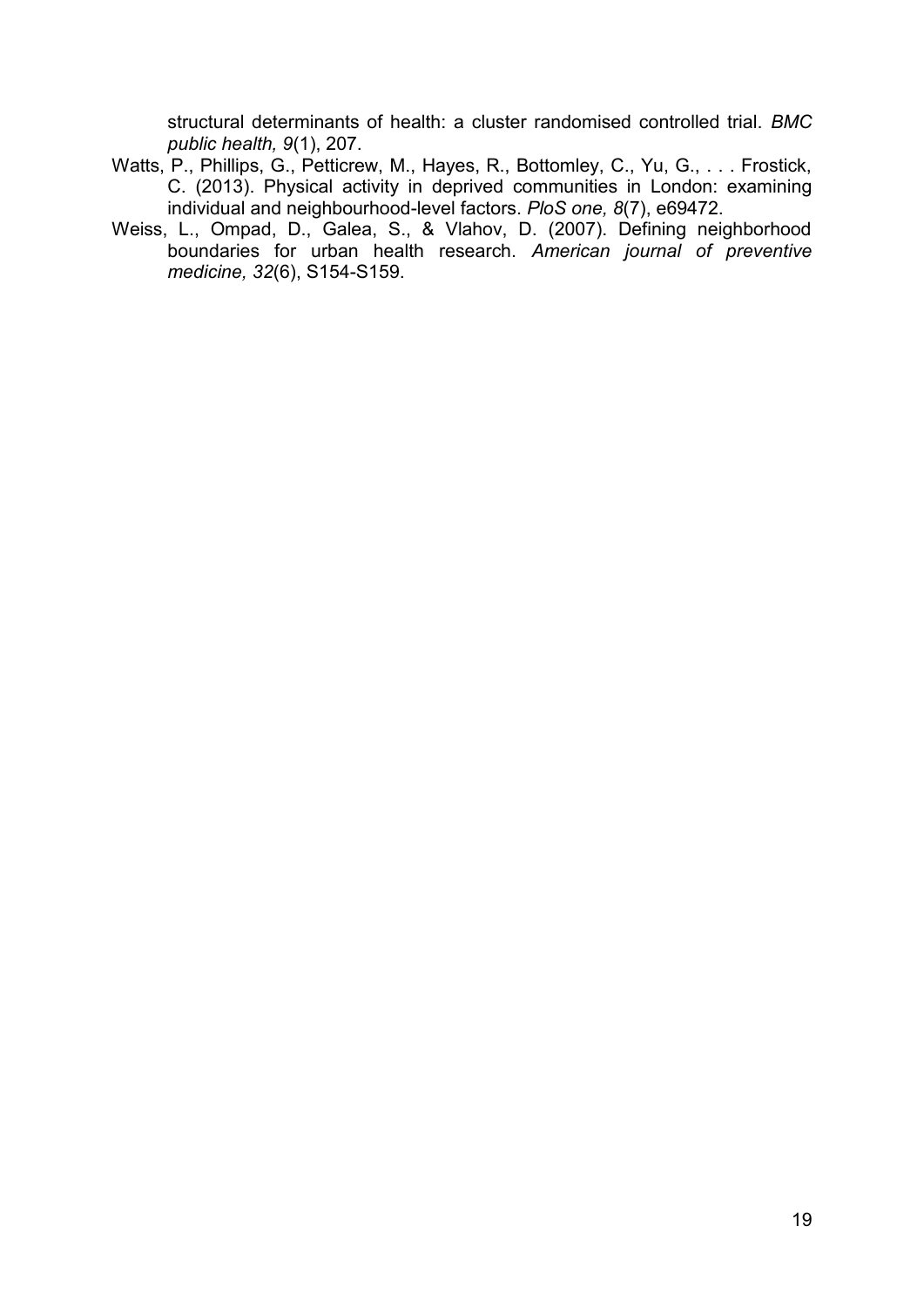structural determinants of health: a cluster randomised controlled trial. *BMC public health, 9*(1), 207.

Watts, P., Phillips, G., Petticrew, M., Hayes, R., Bottomley, C., Yu, G., . . . Frostick, C. (2013). Physical activity in deprived communities in London: examining individual and neighbourhood-level factors. *PloS one, 8*(7), e69472.

Weiss, L., Ompad, D., Galea, S., & Vlahov, D. (2007). Defining neighborhood boundaries for urban health research. *American journal of preventive medicine, 32*(6), S154-S159.